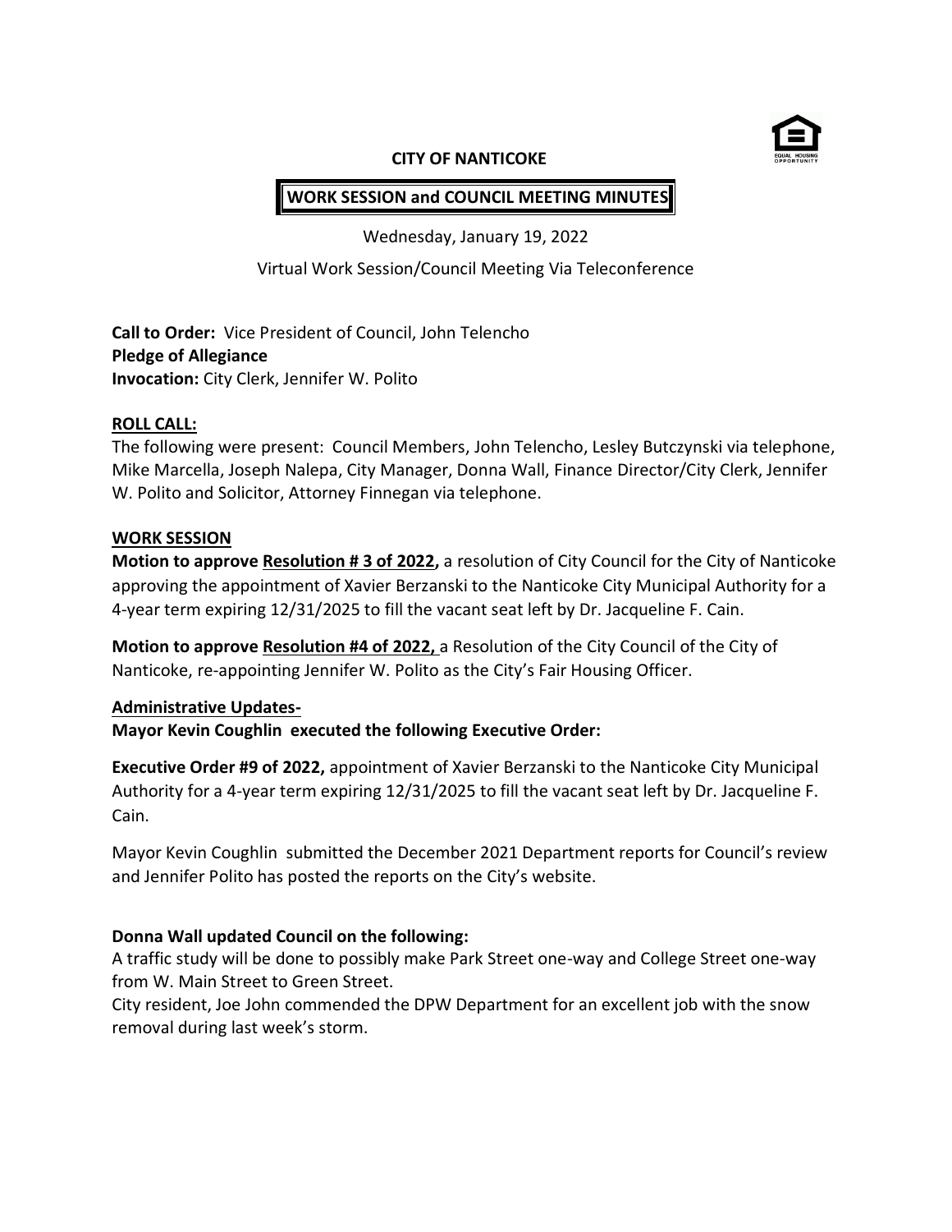# CITY OF NANTICOKE

## WORK SESSION and COUNCIL MEETING MINUTES

Wednesday, January 19, 2022

Virtual Work Session/Council Meeting Via Teleconference

**Call to Order:** Vice President of Council, John Telencho
**Pledge of Allegiance**
**Invocation:** City Clerk, Jennifer W. Polito

**ROLL CALL:**

The following were present: Council Members, John Telencho, Lesley Butczynski via telephone, Mike Marcella, Joseph Nalepa, City Manager, Donna Wall, Finance Director/City Clerk, Jennifer W. Polito and Solicitor, Attorney Finnegan via telephone.

**WORK SESSION**

**Motion to approve Resolution # 3 of 2022,** a resolution of City Council for the City of Nanticoke approving the appointment of Xavier Berzanski to the Nanticoke City Municipal Authority for a 4-year term expiring 12/31/2025 to fill the vacant seat left by Dr. Jacqueline F. Cain.

**Motion to approve Resolution #4 of 2022,** a Resolution of the City Council of the City of Nanticoke, re-appointing Jennifer W. Polito as the City's Fair Housing Officer.

**Administrative Updates-**

**Mayor Kevin Coughlin executed the following Executive Order:**

**Executive Order #9 of 2022,** appointment of Xavier Berzanski to the Nanticoke City Municipal Authority for a 4-year term expiring 12/31/2025 to fill the vacant seat left by Dr. Jacqueline F. Cain.

Mayor Kevin Coughlin submitted the December 2021 Department reports for Council's review and Jennifer Polito has posted the reports on the City's website.

**Donna Wall updated Council on the following:**

A traffic study will be done to possibly make Park Street one-way and College Street one-way from W. Main Street to Green Street.

City resident, Joe John commended the DPW Department for an excellent job with the snow removal during last week's storm.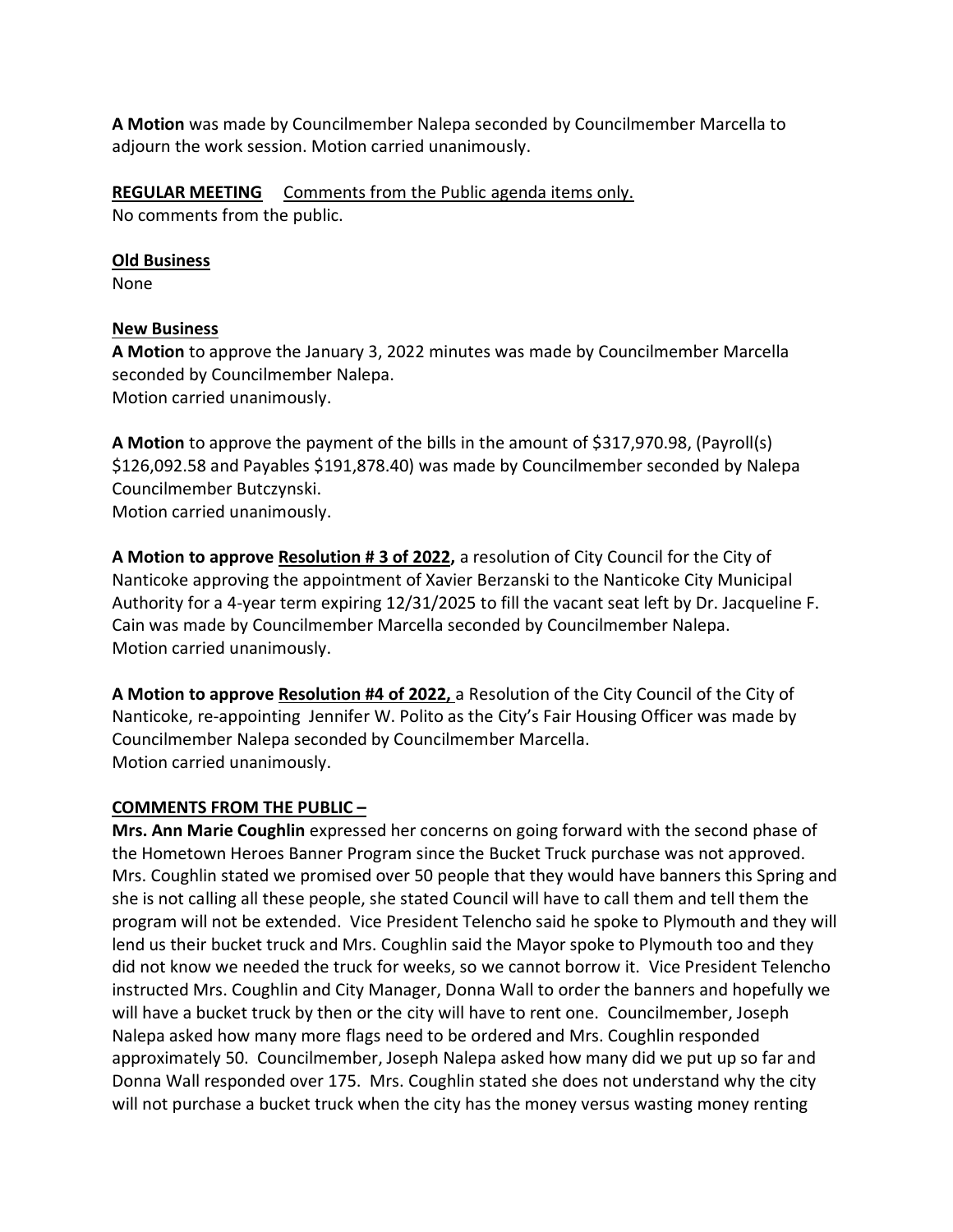**A Motion** was made by Councilmember Nalepa seconded by Councilmember Marcella to adjourn the work session. Motion carried unanimously.

**REGULAR MEETING** Comments from the Public agenda items only.
No comments from the public.

**Old Business**
None

**New Business**
**A Motion** to approve the January 3, 2022 minutes was made by Councilmember Marcella seconded by Councilmember Nalepa.
Motion carried unanimously.

**A Motion** to approve the payment of the bills in the amount of $317,970.98, (Payroll(s) $126,092.58 and Payables $191,878.40) was made by Councilmember seconded by Nalepa Councilmember Butczynski.
Motion carried unanimously.

**A Motion to approve Resolution # 3 of 2022,** a resolution of City Council for the City of Nanticoke approving the appointment of Xavier Berzanski to the Nanticoke City Municipal Authority for a 4-year term expiring 12/31/2025 to fill the vacant seat left by Dr. Jacqueline F. Cain was made by Councilmember Marcella seconded by Councilmember Nalepa.
Motion carried unanimously.

**A Motion to approve Resolution #4 of 2022,** a Resolution of the City Council of the City of Nanticoke, re-appointing Jennifer W. Polito as the City's Fair Housing Officer was made by Councilmember Nalepa seconded by Councilmember Marcella.
Motion carried unanimously.

**COMMENTS FROM THE PUBLIC –**
**Mrs. Ann Marie Coughlin** expressed her concerns on going forward with the second phase of the Hometown Heroes Banner Program since the Bucket Truck purchase was not approved. Mrs. Coughlin stated we promised over 50 people that they would have banners this Spring and she is not calling all these people, she stated Council will have to call them and tell them the program will not be extended. Vice President Telencho said he spoke to Plymouth and they will lend us their bucket truck and Mrs. Coughlin said the Mayor spoke to Plymouth too and they did not know we needed the truck for weeks, so we cannot borrow it. Vice President Telencho instructed Mrs. Coughlin and City Manager, Donna Wall to order the banners and hopefully we will have a bucket truck by then or the city will have to rent one. Councilmember, Joseph Nalepa asked how many more flags need to be ordered and Mrs. Coughlin responded approximately 50. Councilmember, Joseph Nalepa asked how many did we put up so far and Donna Wall responded over 175. Mrs. Coughlin stated she does not understand why the city will not purchase a bucket truck when the city has the money versus wasting money renting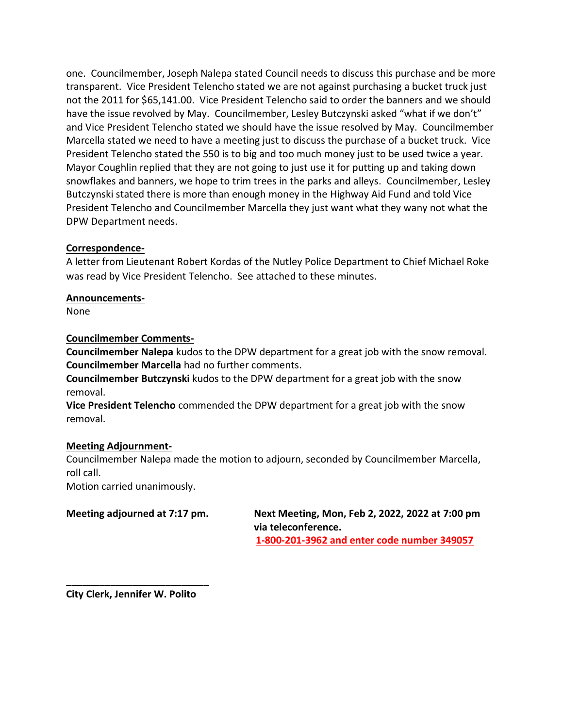one. Councilmember, Joseph Nalepa stated Council needs to discuss this purchase and be more transparent. Vice President Telencho stated we are not against purchasing a bucket truck just not the 2011 for $65,141.00. Vice President Telencho said to order the banners and we should have the issue revolved by May. Councilmember, Lesley Butczynski asked "what if we don't" and Vice President Telencho stated we should have the issue resolved by May. Councilmember Marcella stated we need to have a meeting just to discuss the purchase of a bucket truck. Vice President Telencho stated the 550 is to big and too much money just to be used twice a year. Mayor Coughlin replied that they are not going to just use it for putting up and taking down snowflakes and banners, we hope to trim trees in the parks and alleys. Councilmember, Lesley Butczynski stated there is more than enough money in the Highway Aid Fund and told Vice President Telencho and Councilmember Marcella they just want what they wany not what the DPW Department needs.

**Correspondence-**

A letter from Lieutenant Robert Kordas of the Nutley Police Department to Chief Michael Roke was read by Vice President Telencho. See attached to these minutes.

**Announcements-**

None

**Councilmember Comments-**

**Councilmember Nalepa** kudos to the DPW department for a great job with the snow removal.
**Councilmember Marcella** had no further comments.
**Councilmember Butczynski** kudos to the DPW department for a great job with the snow removal.
**Vice President Telencho** commended the DPW department for a great job with the snow removal.

**Meeting Adjournment-**

Councilmember Nalepa made the motion to adjourn, seconded by Councilmember Marcella, roll call.
Motion carried unanimously.

**Meeting adjourned at 7:17 pm.**

**Next Meeting, Mon, Feb 2, 2022, 2022 at 7:00 pm via teleconference.**
**1-800-201-3962 and enter code number 349057**

\_\_\_\_\_\_\_\_\_\_\_\_\_\_\_\_\_\_\_\_\_\_\_\_\_\_

**City Clerk, Jennifer W. Polito**